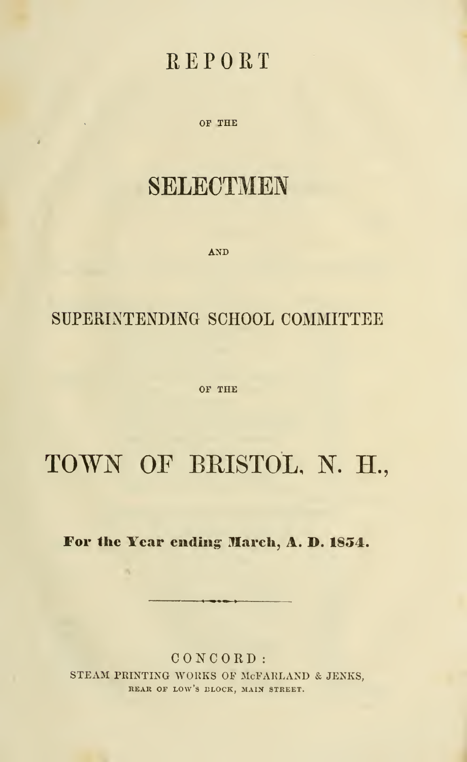# REPORT

OF THE

# SELECTMEN

AND

## SUPERINTENDING SCHOOL COMMITTEE

OF THE

# TOWN OF BRISTOL, N. H.,

**For the Year ending March, A. D. 1854.**

---

CONCORD:
STEAM PRINTING WORKS OF McFARLAND & JENKS,
REAR OF LOW'S BLOCK, MAIN STREET.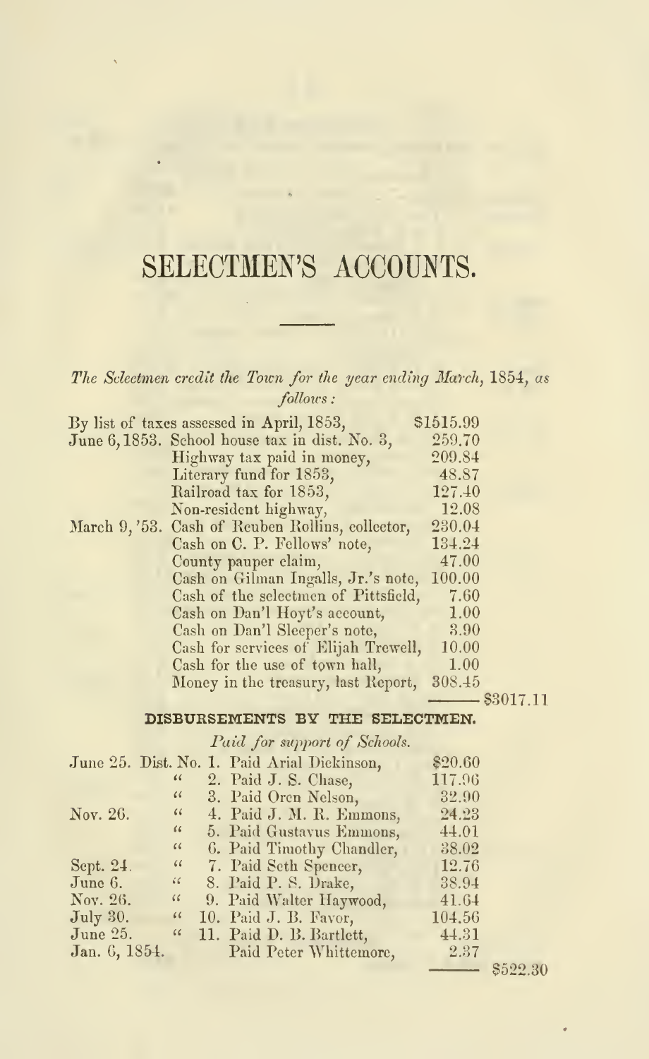# SELECTMEN'S ACCOUNTS.

*The Selectmen credit the Town for the year ending March, 1854, as follows:*

| | | | |
|---|---|---|---|
| By list of taxes assessed in April, 1853, | | $1515.99 | |
| June 6, 1853. | School house tax in dist. No. 3, | 259.70 | |
| | Highway tax paid in money, | 209.84 | |
| | Literary fund for 1853, | 48.87 | |
| | Railroad tax for 1853, | 127.40 | |
| | Non-resident highway, | 12.08 | |
| March 9, '53. | Cash of Reuben Rollins, collector, | 230.04 | |
| | Cash on C. P. Fellows' note, | 134.24 | |
| | County pauper claim, | 47.00 | |
| | Cash on Gilman Ingalls, Jr.'s note, | 100.00 | |
| | Cash of the selectmen of Pittsfield, | 7.60 | |
| | Cash on Dan'l Hoyt's account, | 1.00 | |
| | Cash on Dan'l Sleeper's note, | 3.90 | |
| | Cash for services of Elijah Trewell, | 10.00 | |
| | Cash for the use of town hall, | 1.00 | |
| | Money in the treasury, last Report, | 308.45 | |
| | | | $3017.11 |

## DISBURSEMENTS BY THE SELECTMEN.

*Paid for support of Schools.*

| | | | | |
|---|---|---|---|---|
| June 25. | Dist. No. 1. | Paid Arial Dickinson, | $20.60 | |
| | " 2. | Paid J. S. Chase, | 117.96 | |
| | " 3. | Paid Oren Nelson, | 32.90 | |
| Nov. 26. | " 4. | Paid J. M. R. Emmons, | 24.23 | |
| | " 5. | Paid Gustavus Emmons, | 44.01 | |
| | " 6. | Paid Timothy Chandler, | 38.02 | |
| Sept. 24. | " 7. | Paid Seth Spencer, | 12.76 | |
| June 6. | " 8. | Paid P. S. Drake, | 38.94 | |
| Nov. 26. | " 9. | Paid Walter Haywood, | 41.64 | |
| July 30. | " 10. | Paid J. B. Favor, | 104.56 | |
| June 25. | " 11. | Paid D. B. Bartlett, | 44.31 | |
| Jan. 6, 1854. | | Paid Peter Whittemore, | 2.37 | |
| | | | | $522.30 |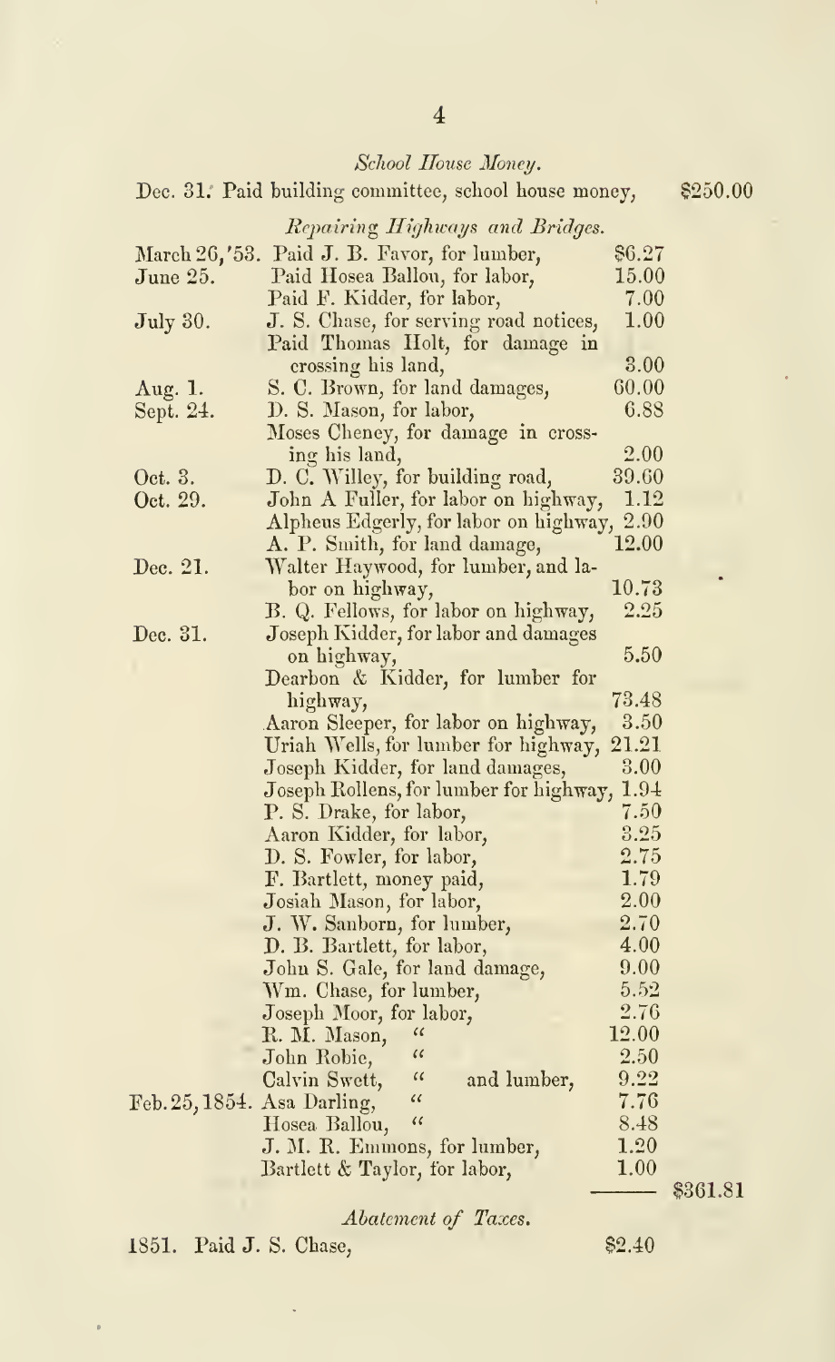*School House Money.*

Dec. 31. Paid building committee, school house money, $250.00

*Repairing Highways and Bridges.*

| Date | Description | Amount | Total |
|---|---|---|---|
| March 26,'53. | Paid J. B. Favor, for lumber, | $6.27 | |
| June 25. | Paid Hosea Ballou, for labor, | 15.00 | |
| | Paid F. Kidder, for labor, | 7.00 | |
| July 30. | J. S. Chase, for serving road notices, | 1.00 | |
| | Paid Thomas Holt, for damage in crossing his land, | 3.00 | |
| Aug. 1. | S. C. Brown, for land damages, | 60.00 | |
| Sept. 24. | D. S. Mason, for labor, | 6.88 | |
| | Moses Cheney, for damage in crossing his land, | 2.00 | |
| Oct. 3. | D. C. Willey, for building road, | 39.60 | |
| Oct. 29. | John A Fuller, for labor on highway, | 1.12 | |
| | Alpheus Edgerly, for labor on highway, | 2.90 | |
| | A. P. Smith, for land damage, | 12.00 | |
| Dec. 21. | Walter Haywood, for lumber, and labor on highway, | 10.73 | |
| | B. Q. Fellows, for labor on highway, | 2.25 | |
| Dec. 31. | Joseph Kidder, for labor and damages on highway, | 5.50 | |
| | Dearbon & Kidder, for lumber for highway, | 73.48 | |
| | Aaron Sleeper, for labor on highway, | 3.50 | |
| | Uriah Wells, for lumber for highway, | 21.21 | |
| | Joseph Kidder, for land damages, | 3.00 | |
| | Joseph Rollens, for lumber for highway, | 1.94 | |
| | P. S. Drake, for labor, | 7.50 | |
| | Aaron Kidder, for labor, | 3.25 | |
| | D. S. Fowler, for labor, | 2.75 | |
| | F. Bartlett, money paid, | 1.79 | |
| | Josiah Mason, for labor, | 2.00 | |
| | J. W. Sanborn, for lumber, | 2.70 | |
| | D. B. Bartlett, for labor, | 4.00 | |
| | John S. Gale, for land damage, | 9.00 | |
| | Wm. Chase, for lumber, | 5.52 | |
| | Joseph Moor, for labor, | 2.76 | |
| | R. M. Mason, " | 12.00 | |
| | John Robie, " | 2.50 | |
| | Calvin Swett, " and lumber, | 9.22 | |
| Feb. 25, 1854. | Asa Darling, " | 7.76 | |
| | Hosea Ballou, " | 8.48 | |
| | J. M. R. Emmons, for lumber, | 1.20 | |
| | Bartlett & Taylor, for labor, | 1.00 | |
| | | | $361.81 |

*Abatement of Taxes.*

1851. Paid J. S. Chase, $2.40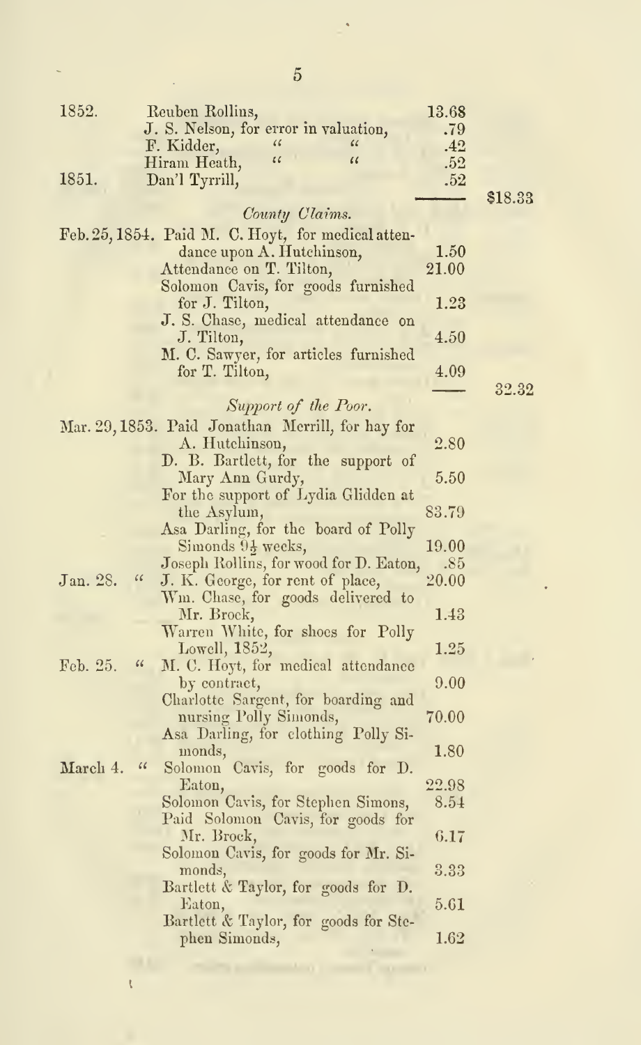| | | | |
|---|---|---|---|
| 1852. | Reuben Rollins, | 13.68 | |
| | J. S. Nelson, for error in valuation, | .79 | |
| | F. Kidder, " " | .42 | |
| | Hiram Heath, " " | .52 | |
| 1851. | Dan'l Tyrrill, | .52 | |
| | | | $18.33 |

*County Claims.*

| | | | |
|---|---|---|---|
| Feb. 25, 1854. | Paid M. C. Hoyt, for medical attendance upon A. Hutchinson, | 1.50 | |
| | Attendance on T. Tilton, | 21.00 | |
| | Solomon Cavis, for goods furnished for J. Tilton, | 1.23 | |
| | J. S. Chase, medical attendance on J. Tilton, | 4.50 | |
| | M. C. Sawyer, for articles furnished for T. Tilton, | 4.09 | |
| | | | 32.32 |

*Support of the Poor.*

| | | | |
|---|---|---|---|
| Mar. 29, 1853. | Paid Jonathan Merrill, for hay for A. Hutchinson, | 2.80 | |
| | D. B. Bartlett, for the support of Mary Ann Gurdy, | 5.50 | |
| | For the support of Lydia Glidden at the Asylum, | 83.79 | |
| | Asa Darling, for the board of Polly Simonds 9½ weeks, | 19.00 | |
| | Joseph Rollins, for wood for D. Eaton, | .85 | |
| Jan. 28. " | J. K. George, for rent of place, | 20.00 | |
| | Wm. Chase, for goods delivered to Mr. Brock, | 1.43 | |
| | Warren White, for shoes for Polly Lowell, 1852, | 1.25 | |
| Feb. 25. " | M. C. Hoyt, for medical attendance by contract, | 9.00 | |
| | Charlotte Sargent, for boarding and nursing Polly Simonds, | 70.00 | |
| | Asa Darling, for clothing Polly Simonds, | 1.80 | |
| March 4. " | Solomon Cavis, for goods for D. Eaton, | 22.98 | |
| | Solomon Cavis, for Stephen Simons, | 8.54 | |
| | Paid Solomon Cavis, for goods for Mr. Brock, | 6.17 | |
| | Solomon Cavis, for goods for Mr. Simonds, | 3.33 | |
| | Bartlett & Taylor, for goods for D. Eaton, | 5.61 | |
| | Bartlett & Taylor, for goods for Stephen Simonds, | 1.62 | |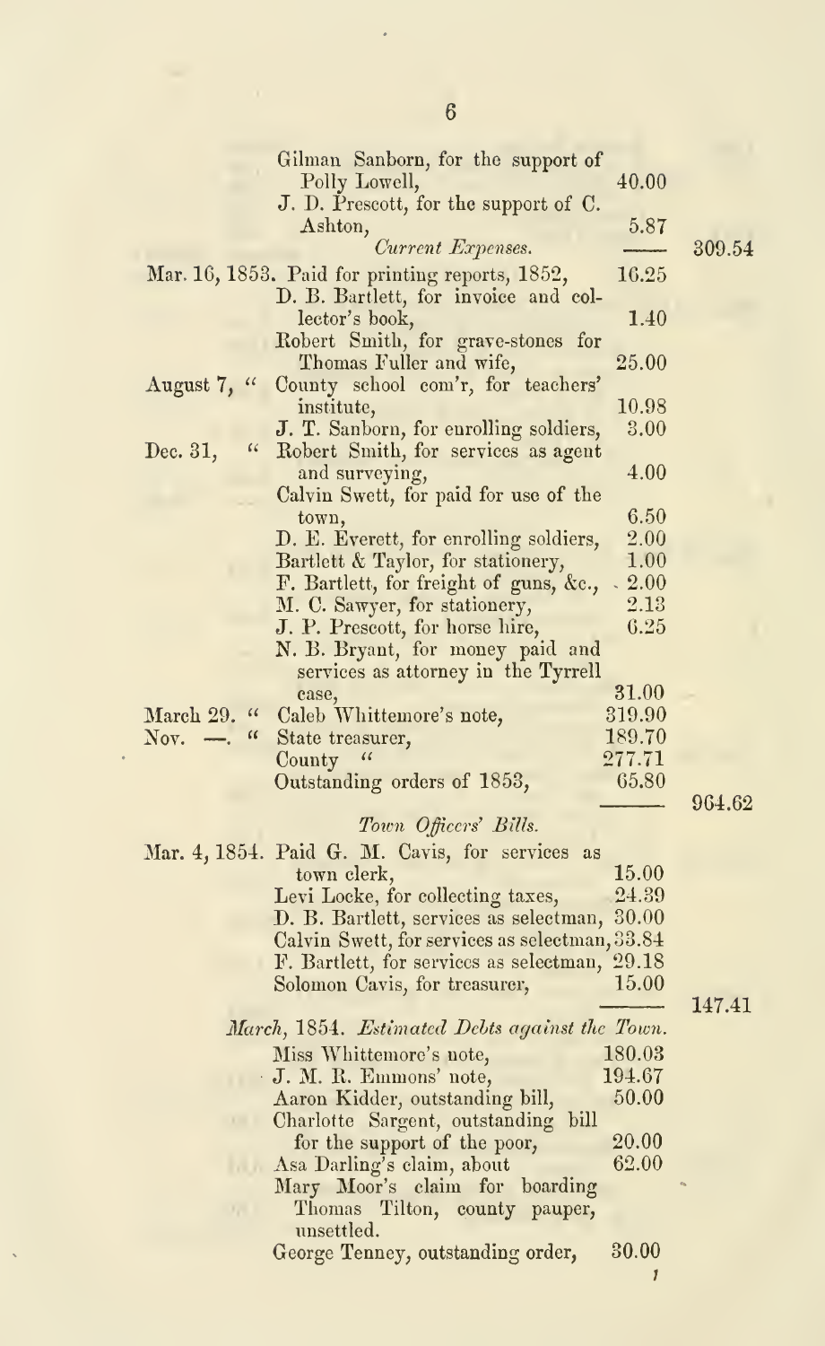| | | | |
|---|---|---|---|
| | Gilman Sanborn, for the support of Polly Lowell, | 40.00 | |
| | J. D. Prescott, for the support of C. Ashton, | 5.87 | |
| | | —— | 309.54 |

*Current Expenses.*

| | | | |
|---|---|---|---|
| Mar. 16, 1853. | Paid for printing reports, 1852, | 16.25 | |
| | D. B. Bartlett, for invoice and collector's book, | 1.40 | |
| | Robert Smith, for grave-stones for Thomas Fuller and wife, | 25.00 | |
| August 7, " | County school com'r, for teachers' institute, | 10.98 | |
| | J. T. Sanborn, for enrolling soldiers, | 3.00 | |
| Dec. 31, " | Robert Smith, for services as agent and surveying, | 4.00 | |
| | Calvin Swett, for paid for use of the town, | 6.50 | |
| | D. E. Everett, for enrolling soldiers, | 2.00 | |
| | Bartlett & Taylor, for stationery, | 1.00 | |
| | F. Bartlett, for freight of guns, &c., | 2.00 | |
| | M. C. Sawyer, for stationery, | 2.13 | |
| | J. P. Prescott, for horse hire, | 6.25 | |
| | N. B. Bryant, for money paid and services as attorney in the Tyrrell case, | 31.00 | |
| March 29. " | Caleb Whittemore's note, | 319.90 | |
| Nov. —. " | State treasurer, | 189.70 | |
| | County " | 277.71 | |
| | Outstanding orders of 1853, | 65.80 | |
| | | —— | 964.62 |

*Town Officers' Bills.*

| | | | |
|---|---|---|---|
| Mar. 4, 1854. | Paid G. M. Cavis, for services as town clerk, | 15.00 | |
| | Levi Locke, for collecting taxes, | 24.39 | |
| | D. B. Bartlett, services as selectman, | 30.00 | |
| | Calvin Swett, for services as selectman, | 33.84 | |
| | F. Bartlett, for services as selectman, | 29.18 | |
| | Solomon Cavis, for treasurer, | 15.00 | |
| | | —— | 147.41 |

*March, 1854. Estimated Debts against the Town.*

| | |
|---|---|
| Miss Whittemore's note, | 180.03 |
| J. M. R. Emmons' note, | 194.67 |
| Aaron Kidder, outstanding bill, | 50.00 |
| Charlotte Sargent, outstanding bill for the support of the poor, | 20.00 |
| Asa Darling's claim, about | 62.00 |
| Mary Moor's claim for boarding Thomas Tilton, county pauper, unsettled. | |
| George Tenney, outstanding order, | 30.00 |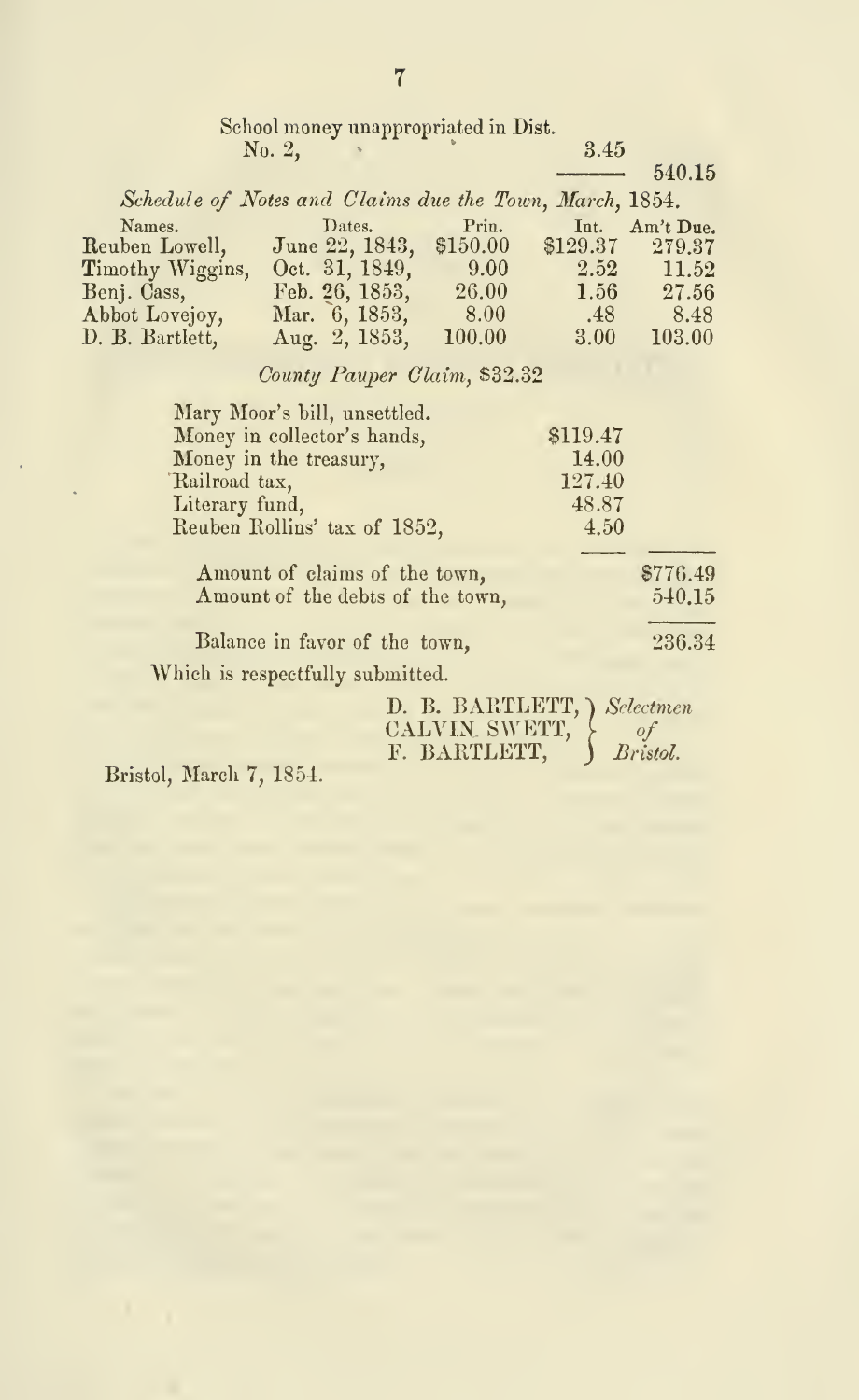| | | |
|---|---|---|
| School money unappropriated in Dist. No. 2, | 3.45 | |
| | | 540.15 |

*Schedule of Notes and Claims due the Town, March, 1854.*

| Names. | Dates. | Prin. | Int. | Am't Due. |
|---|---|---|---|---|
| Reuben Lowell, | June 22, 1843, | $150.00 | $129.37 | 279.37 |
| Timothy Wiggins, | Oct. 31, 1849, | 9.00 | 2.52 | 11.52 |
| Benj. Cass, | Feb. 26, 1853, | 26.00 | 1.56 | 27.56 |
| Abbot Lovejoy, | Mar. 6, 1853, | 8.00 | .48 | 8.48 |
| D. B. Bartlett, | Aug. 2, 1853, | 100.00 | 3.00 | 103.00 |

*County Pauper Claim,* $32.32

| | | |
|---|---|---|
| Mary Moor's bill, unsettled. | | |
| Money in collector's hands, | $119.47 | |
| Money in the treasury, | 14.00 | |
| Railroad tax, | 127.40 | |
| Literary fund, | 48.87 | |
| Reuben Rollins' tax of 1852, | 4.50 | |
| Amount of claims of the town, | | $776.49 |
| Amount of the debts of the town, | | 540.15 |
| Balance in favor of the town, | | 236.34 |

Which is respectfully submitted.

D. B. BARTLETT,
CALVIN SWETT,
F. BARTLETT,
*Selectmen of Bristol.*

Bristol, March 7, 1854.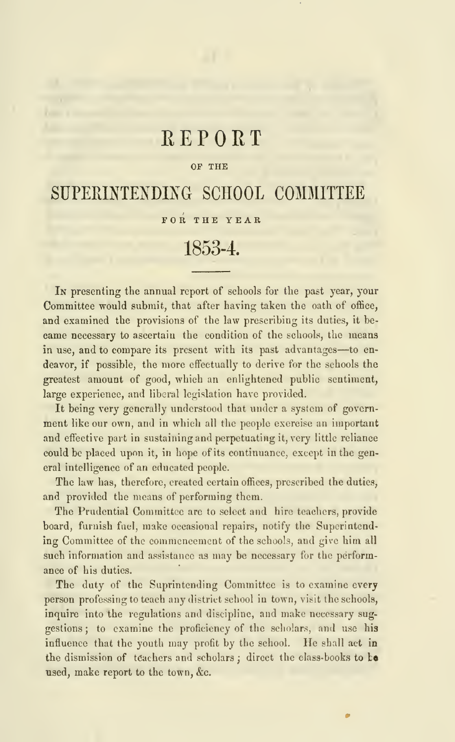# REPORT

OF THE

# SUPERINTENDING SCHOOL COMMITTEE

FOR THE YEAR

# 1853-4.

In presenting the annual report of schools for the past year, your Committee would submit, that after having taken the oath of office, and examined the provisions of the law prescribing its duties, it became necessary to ascertain the condition of the schools, the means in use, and to compare its present with its past advantages—to endeavor, if possible, the more effectually to derive for the schools the greatest amount of good, which an enlightened public sentiment, large experience, and liberal legislation have provided.

It being very generally understood that under a system of government like our own, and in which all the people exercise an important and effective part in sustaining and perpetuating it, very little reliance could be placed upon it, in hope of its continuance, except in the general intelligence of an educated people.

The law has, therefore, created certain offices, prescribed the duties, and provided the means of performing them.

The Prudential Committee are to select and hire teachers, provide board, furnish fuel, make occasional repairs, notify the Superintending Committee of the commencement of the schools, and give him all such information and assistance as may be necessary for the performance of his duties.

The duty of the Suprintending Committee is to examine every person professing to teach any district school in town, visit the schools, inquire into the regulations and discipline, and make necessary suggestions; to examine the proficiency of the scholars, and use his influence that the youth may profit by the school. He shall act in the dismission of teachers and scholars; direct the class-books to be used, make report to the town, &c.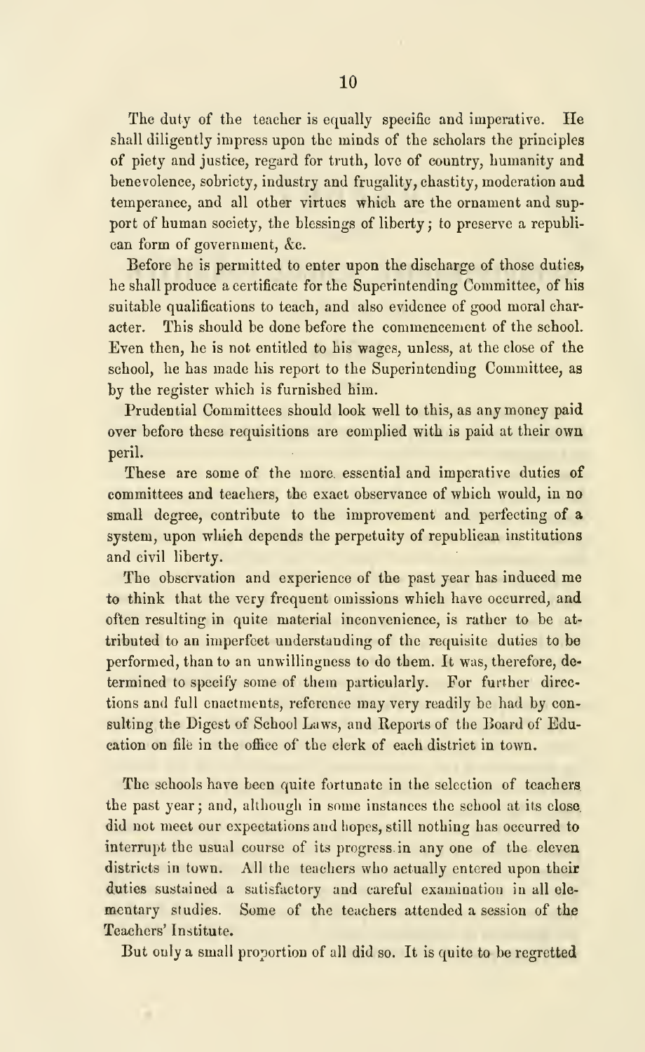The duty of the teacher is equally specific and imperative. He shall diligently impress upon the minds of the scholars the principles of piety and justice, regard for truth, love of country, humanity and benevolence, sobriety, industry and frugality, chastity, moderation and temperance, and all other virtues which are the ornament and support of human society, the blessings of liberty; to preserve a republican form of government, &c.

Before he is permitted to enter upon the discharge of those duties, he shall produce a certificate for the Superintending Committee, of his suitable qualifications to teach, and also evidence of good moral character. This should be done before the commencement of the school. Even then, he is not entitled to his wages, unless, at the close of the school, he has made his report to the Superintending Committee, as by the register which is furnished him.

Prudential Committees should look well to this, as any money paid over before these requisitions are complied with is paid at their own peril.

These are some of the more essential and imperative duties of committees and teachers, the exact observance of which would, in no small degree, contribute to the improvement and perfecting of a system, upon which depends the perpetuity of republican institutions and civil liberty.

The observation and experience of the past year has induced me to think that the very frequent omissions which have occurred, and often resulting in quite material inconvenience, is rather to be attributed to an imperfect understanding of the requisite duties to be performed, than to an unwillingness to do them. It was, therefore, determined to specify some of them particularly. For further directions and full enactments, reference may very readily be had by consulting the Digest of School Laws, and Reports of the Board of Education on file in the office of the clerk of each district in town.

The schools have been quite fortunate in the selection of teachers the past year; and, although in some instances the school at its close did not meet our expectations and hopes, still nothing has occurred to interrupt the usual course of its progress in any one of the eleven districts in town. All the teachers who actually entered upon their duties sustained a satisfactory and careful examination in all elementary studies. Some of the teachers attended a session of the Teachers' Institute.

But only a small proportion of all did so. It is quite to be regretted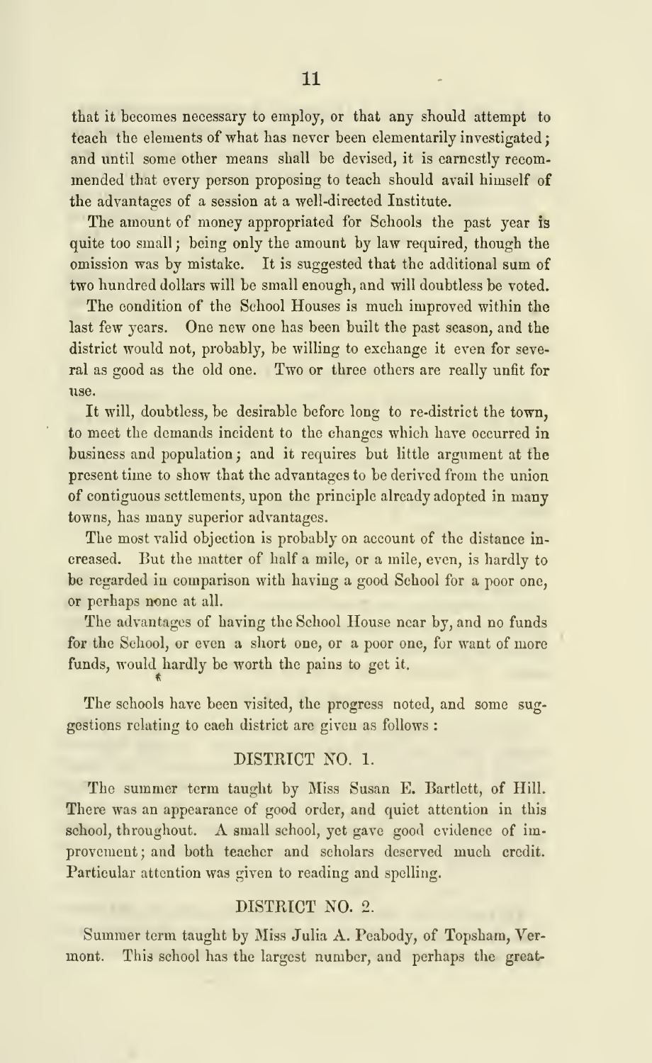that it becomes necessary to employ, or that any should attempt to teach the elements of what has never been elementarily investigated; and until some other means shall be devised, it is earnestly recommended that every person proposing to teach should avail himself of the advantages of a session at a well-directed Institute.

The amount of money appropriated for Schools the past year is quite too small; being only the amount by law required, though the omission was by mistake. It is suggested that the additional sum of two hundred dollars will be small enough, and will doubtless be voted.

The condition of the School Houses is much improved within the last few years. One new one has been built the past season, and the district would not, probably, be willing to exchange it even for several as good as the old one. Two or three others are really unfit for use.

It will, doubtless, be desirable before long to re-district the town, to meet the demands incident to the changes which have occurred in business and population; and it requires but little argument at the present time to show that the advantages to be derived from the union of contiguous settlements, upon the principle already adopted in many towns, has many superior advantages.

The most valid objection is probably on account of the distance increased. But the matter of half a mile, or a mile, even, is hardly to be regarded in comparison with having a good School for a poor one, or perhaps none at all.

The advantages of having the School House near by, and no funds for the School, or even a short one, or a poor one, for want of more funds, would hardly be worth the pains to get it.

The schools have been visited, the progress noted, and some suggestions relating to each district are given as follows:

## DISTRICT NO. 1.

The summer term taught by Miss Susan E. Bartlett, of Hill. There was an appearance of good order, and quiet attention in this school, throughout. A small school, yet gave good evidence of improvement; and both teacher and scholars deserved much credit. Particular attention was given to reading and spelling.

## DISTRICT NO. 2.

Summer term taught by Miss Julia A. Peabody, of Topsham, Vermont. This school has the largest number, and perhaps the great-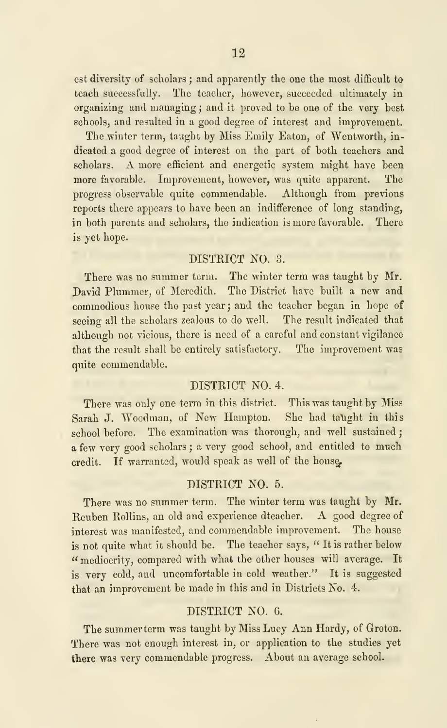est diversity of scholars; and apparently the one the most difficult to teach successfully. The teacher, however, succeeded ultimately in organizing and managing; and it proved to be one of the very best schools, and resulted in a good degree of interest and improvement.

The winter term, taught by Miss Emily Eaton, of Wentworth, indicated a good degree of interest on the part of both teachers and scholars. A more efficient and energetic system might have been more favorable. Improvement, however, was quite apparent. The progress observable quite commendable. Although from previous reports there appears to have been an indifference of long standing, in both parents and scholars, the indication is more favorable. There is yet hope.

### DISTRICT NO. 3.

There was no summer term. The winter term was taught by Mr. David Plummer, of Meredith. The District have built a new and commodious house the past year; and the teacher began in hope of seeing all the scholars zealous to do well. The result indicated that although not vicious, there is need of a careful and constant vigilance that the result shall be entirely satisfactory. The improvement was quite commendable.

### DISTRICT NO. 4.

There was only one term in this district. This was taught by Miss Sarah J. Woodman, of New Hampton. She had taught in this school before. The examination was thorough, and well sustained; a few very good scholars; a very good school, and entitled to much credit. If warranted, would speak as well of the house.

### DISTRICT NO. 5.

There was no summer term. The winter term was taught by Mr. Reuben Rollins, an old and experience dteacher. A good degree of interest was manifested, and commendable improvement. The house is not quite what it should be. The teacher says, "It is rather below "mediocrity, compared with what the other houses will average. It is very cold, and uncomfortable in cold weather." It is suggested that an improvement be made in this and in Districts No. 4.

### DISTRICT NO. 6.

The summerterm was taught by Miss Lucy Ann Hardy, of Groton. There was not enough interest in, or application to the studies yet there was very commendable progress. About an average school.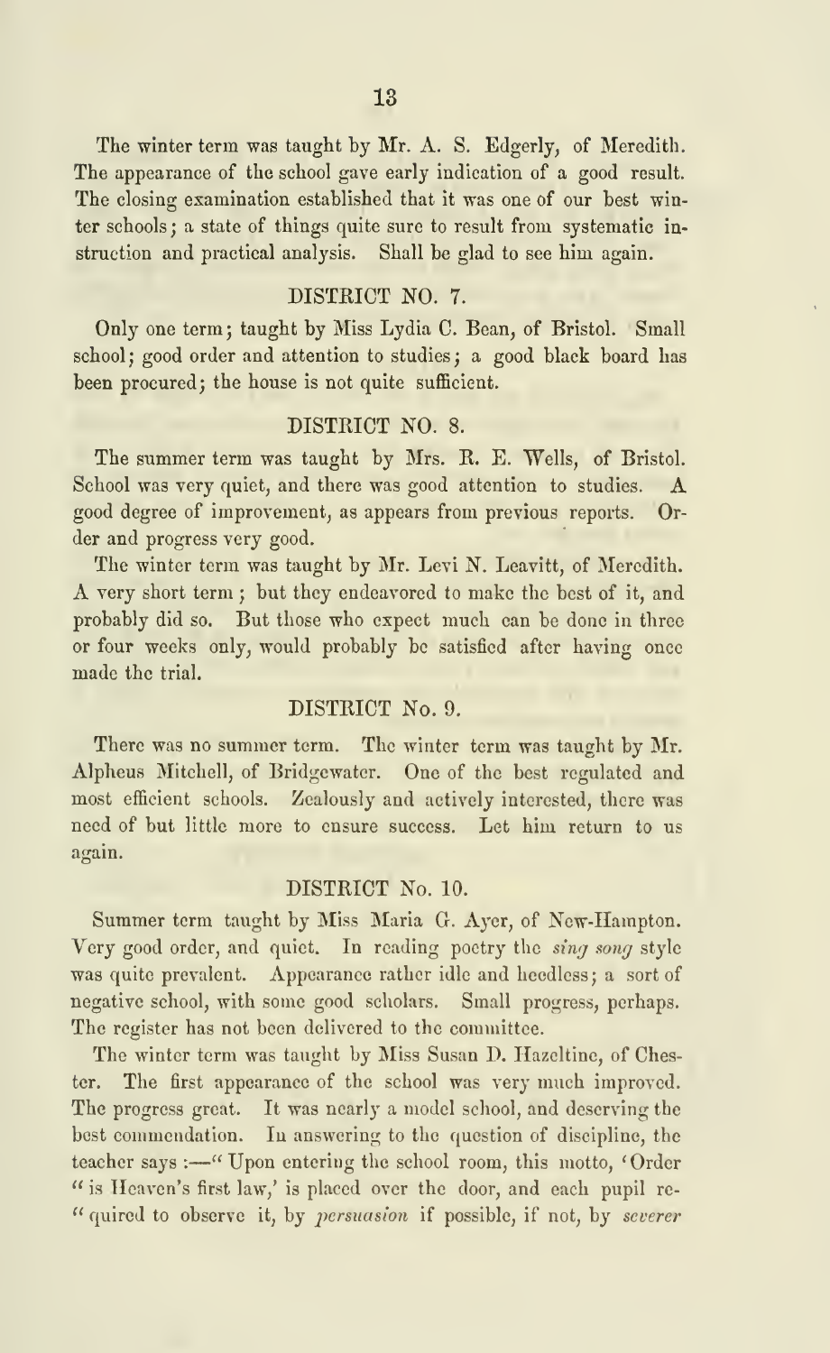The winter term was taught by Mr. A. S. Edgerly, of Meredith. The appearance of the school gave early indication of a good result. The closing examination established that it was one of our best winter schools; a state of things quite sure to result from systematic instruction and practical analysis. Shall be glad to see him again.

## DISTRICT NO. 7.

Only one term; taught by Miss Lydia C. Bean, of Bristol. Small school; good order and attention to studies; a good black board has been procured; the house is not quite sufficient.

## DISTRICT NO. 8.

The summer term was taught by Mrs. R. E. Wells, of Bristol. School was very quiet, and there was good attention to studies. A good degree of improvement, as appears from previous reports. Order and progress very good.

The winter term was taught by Mr. Levi N. Leavitt, of Meredith. A very short term; but they endeavored to make the best of it, and probably did so. But those who expect much can be done in three or four weeks only, would probably be satisfied after having once made the trial.

## DISTRICT No. 9.

There was no summer term. The winter term was taught by Mr. Alpheus Mitchell, of Bridgewater. One of the best regulated and most efficient schools. Zealously and actively interested, there was need of but little more to ensure success. Let him return to us again.

## DISTRICT No. 10.

Summer term taught by Miss Maria G. Ayer, of New-Hampton. Very good order, and quiet. In reading poetry the *sing song* style was quite prevalent. Appearance rather idle and heedless; a sort of negative school, with some good scholars. Small progress, perhaps. The register has not been delivered to the committee.

The winter term was taught by Miss Susan D. Hazeltine, of Chester. The first appearance of the school was very much improved. The progress great. It was nearly a model school, and deserving the best commendation. In answering to the question of discipline, the teacher says :—" Upon entering the school room, this motto, 'Order " is Heaven's first law,' is placed over the door, and each pupil re- " quired to observe it, by *persuasion* if possible, if not, by *severer*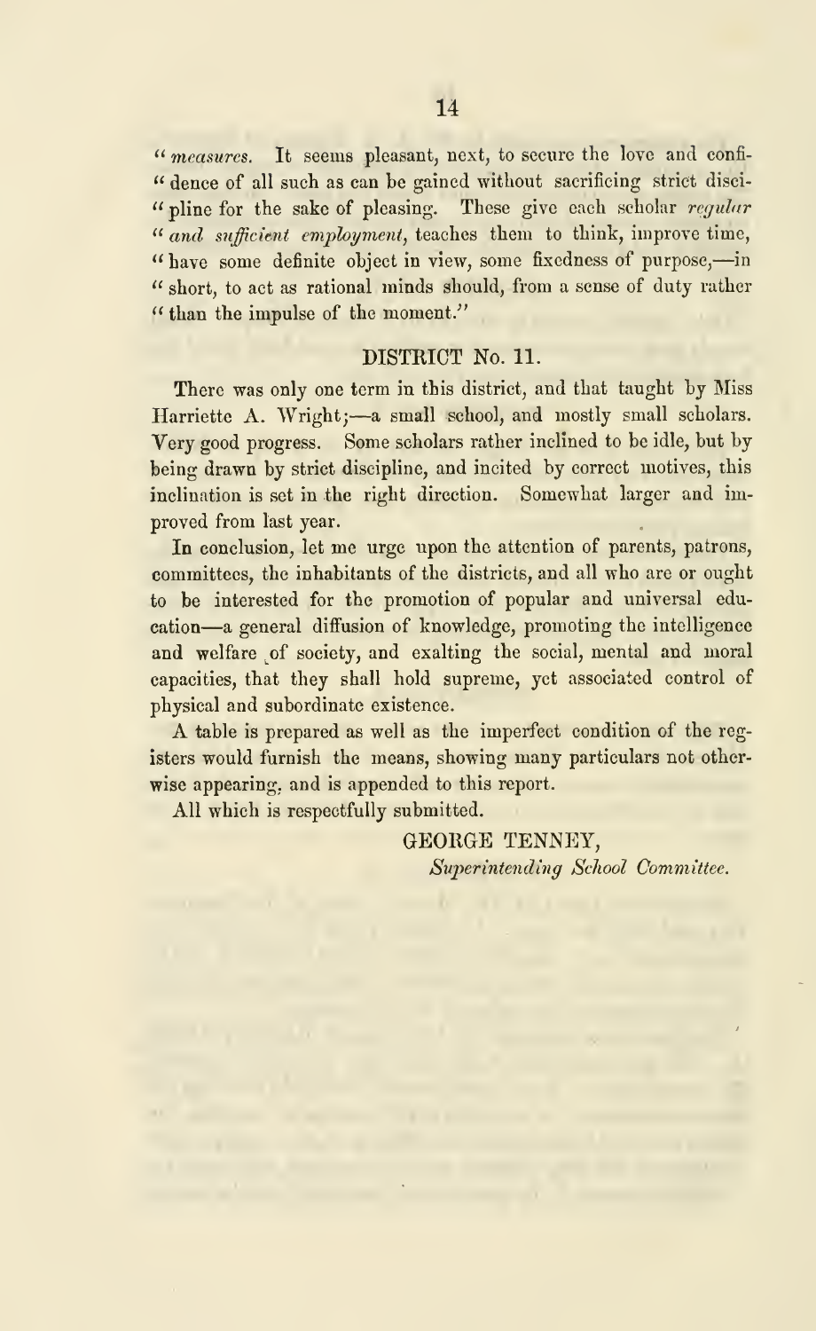" *measures*. It seems pleasant, next, to secure the love and confi-
" dence of all such as can be gained without sacrificing strict disci-
" pline for the sake of pleasing. These give each scholar *regular*
" *and sufficient employment*, teaches them to think, improve time,
" have some definite object in view, some fixedness of purpose,—in
" short, to act as rational minds should, from a sense of duty rather
" than the impulse of the moment."

## DISTRICT No. 11.

There was only one term in this district, and that taught by Miss Harriette A. Wright;—a small school, and mostly small scholars. Very good progress. Some scholars rather inclined to be idle, but by being drawn by strict discipline, and incited by correct motives, this inclination is set in the right direction. Somewhat larger and improved from last year.

In conclusion, let me urge upon the attention of parents, patrons, committees, the inhabitants of the districts, and all who are or ought to be interested for the promotion of popular and universal education—a general diffusion of knowledge, promoting the intelligence and welfare of society, and exalting the social, mental and moral capacities, that they shall hold supreme, yet associated control of physical and subordinate existence.

A table is prepared as well as the imperfect condition of the registers would furnish the means, showing many particulars not otherwise appearing, and is appended to this report.

All which is respectfully submitted.

GEORGE TENNEY,
*Superintending School Committee.*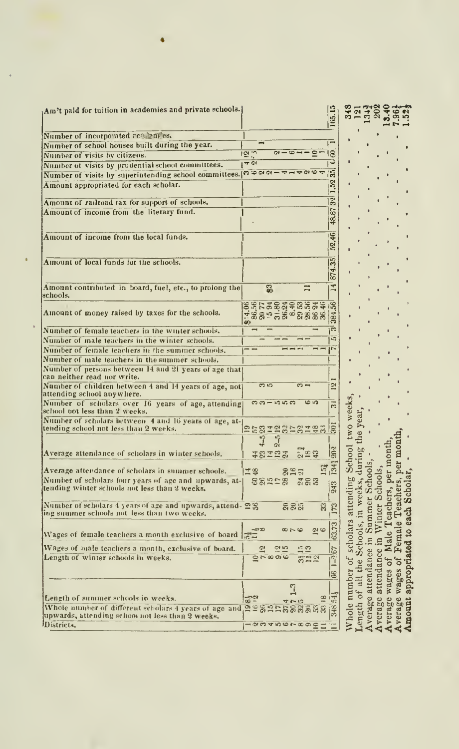| | 1 | 2 | 3 | 4 | 5 | 6 | 7 | 8 | 9 | 10 | 11 | Total |
|---|---|---|---|---|---|---|---|---|---|---|---|---|
| Am't paid for tuition in academies and private schools. | | | | | | | | | | | | 165.15 |
| Number of incorporated academies. | | | | | | | | | | | | |
| Number of school houses built during the year. | | | 1 | | | | | | | | | 1 |
| Number of visits by citizens. | 12 | 5 | | | 2 | 1 | 6 | 1 | 1 | 10 | 1 | 60 |
| Number of visits by prudential school committees. | 4 | 2 | | | | | | | | | | 6 |
| Number of visits by superintending school committees. | 3 | 6 | 2 | 2 | 1 | 4 | 1 | 4 | 2 | 6 | 4 | 35 |
| Amount appropriated for each scholar. | | | | | | | | | | | | 1.52 |
| Amount of railroad tax for support of schools. | | | | | | | | | | | | 32 |
| Amount of income from the literary fund. | | | | | | | | | | | | 48.87 |
| Amount of income from the local funds. | | | | | | | | | | | | 52.46 |
| Amount of local funds for the schools. | | | | | | | | | | | | 874.35 |
| Amount contributed in board, fuel, etc., to prolong the schools. | | $3 | | | | | | | 11 | | | 14 |
| Amount of money raised by taxes for the schools. | $64.06 | 86.56 | 20.77 | 15.94 | 31.80 | 26.24 | 8.40 | 29.53 | 28.56 | 36.24 | 36.40 | 384.56 |
| Number of female teachers in the winter schools. | 1 | | 1 | | | | | | | 1 | | 3 |
| Number of male teachers in the winter schools. | | 1 | | 1 | 1 | | | 1 | 1 | | | 5 |
| Number of female teachers in the summer schools. | 1 | 1 | | | | | 1 | 1 | 1 | 1 | 1 | 7 |
| Number of male teachers in the summer schools. | | | | | | | | | | | | |
| Number of persons between 14 and 21 years of age that can neither read nor write. | | | | | | | | | | | | 1 |
| Number of children between 4 and 14 years of age, not attending school anywhere. | | 3 | 5 | | | | | 3 | 1 | | | 12 |
| Number of scholars over 16 years of age, attending school not less than 2 weeks. | | 3 | 3 | 1 | 5 | 5 | 3 | | 6 | 5 | | 31 |
| Number of scholars between 4 and 16 years of age, attending school not less than 2 weeks. | 19 | 57 | 23 | 14 | 12 | 32 | 17 | 32 | 14 | 48 | 33 | 301 |
| Average attendance of scholars in winter schools. | 43 | 23 4-5 | 14 | 13 2-5 | 24 | | | 21¾ | 18 | 43 | | 202 |
| Average attendance of scholars in summer schools. | 14 | 48 | | | | 20 | 16 | 21 | | | 15½ | 134½ |
| Number of scholars four years of age and upwards, attending winter schools not less than 2 weeks. | 60 | 26 | 15 | 17 | 28 | | | 24 | 20 | 53 | | 243 |
| Number of scholars 4 years of age and upwards, attending summer schools not less than two weeks. | 19 | 56 | | | | 20 | 20 | 25 | | | 33 | 173 |
| Wages of female teachers a month exclusive of board | 5¾ | 11 | 8 | | | | 8 | 7 | 6 | 12 | 6 | 63.73 |
| Wages of male teachers a month, exclusive of board. | | 12 | | 12 | 15 | | | 15 | 13 | | | 67 |
| Length of winter schools in weeks. | 10 | 7 | 8 | 9 | 6 | | | 3½ | 11 | 12 | | 66 |
| Length of summer schools in weeks. | 8½ | 12 | | | | 4 | 7 | 5 | | | 18 | 54½ |
| Whole number of different scholars 4 years of age and upwards, attending school not less than 2 weeks. | 19 | 56 | 26 | 15 | 17 | 37 | 20 | 32 | 20 | 53 | 33 | 348 |

| | |
|---|---|
| Whole number of scholars attending School two weeks, | 348 |
| Length of all the Schools, in weeks, during the year, | 121 |
| Average attendance in Summer Schools, | 134½ |
| Average attendance in Winter Schools, | 202 |
| Average wages of Male Teachers, per month, | 13.40 |
| Average wages of Female Teachers, per month, | 7.96¼ |
| Amount appropriated to each Scholar, | 1.52¼ |